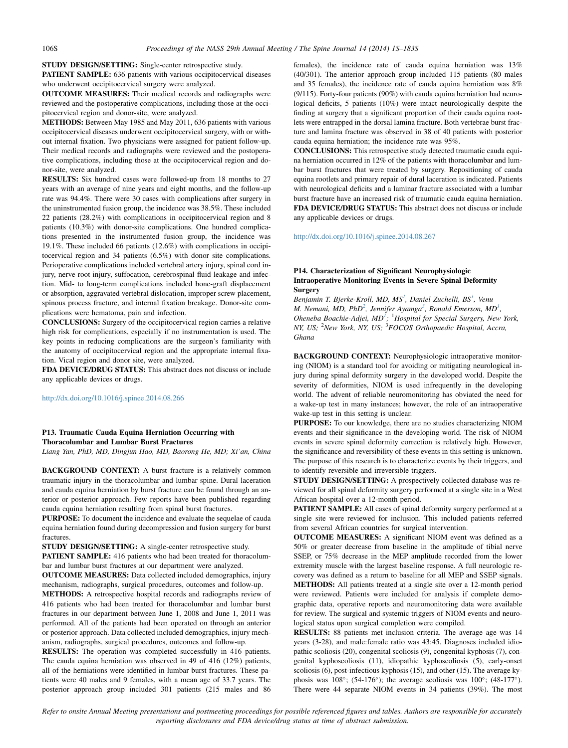**STUDY DESIGN/SETTING:** Single-center retrospective study.

**PATIENT SAMPLE:** 636 patients with various occipitocervical diseases who underwent occipitocervical surgery were analyzed.

**OUTCOME MEASURES:** Their medical records and radiographs were reviewed and the postoperative complications, including those at the occipitocervical region and donor-site, were analyzed.

**METHODS:** Between May 1985 and May 2011, 636 patients with various occipitocervical diseases underwent occipitocervical surgery, with or without internal fixation. Two physicians were assigned for patient follow-up. Their medical records and radiographs were reviewed and the postoperative complications, including those at the occipitocervical region and donor-site, were analyzed.

**RESULTS:** Six hundred cases were followed-up from 18 months to 27 years with an average of nine years and eight months, and the follow-up rate was 94.4%. There were 30 cases with complications after surgery in the uninstrumented fusion group, the incidence was 38.5%. These included 22 patients (28.2%) with complications in occipitocervical region and 8 patients (10.3%) with donor-site complications. One hundred complications presented in the instrumented fusion group, the incidence was 19.1%. These included 66 patients (12.6%) with complications in occipitocervical region and 34 patients (6.5%) with donor site complications. Perioperative complications included vertebral artery injury, spinal cord injury, nerve root injury, suffocation, cerebrospinal fluid leakage and infection. Mid- to long-term complications included bone-graft displacement or absorption, aggravated vertebral dislocation, improper screw placement, spinous process fracture, and internal fixation breakage. Donor-site complications were hematoma, pain and infection.

**CONCLUSIONS:** Surgery of the occipitocervical region carries a relative high risk for complications, especially if no instrumentation is used. The key points in reducing complications are the surgeon's familiarity with the anatomy of occipitocervical region and the appropriate internal fixation. Vical region and donor site, were analyzed.

**FDA DEVICE/DRUG STATUS:** This abstract does not discuss or include any applicable devices or drugs.

http://dx.doi.org/10.1016/j.spinee.2014.08.266

### P13. Traumatic Cauda Equina Herniation Occurring with Thoracolumbar and Lumbar Burst Fractures

*Liang Yan, PhD, MD, Dingjun Hao, MD, Baorong He, MD; Xi'an, China*

**BACKGROUND CONTEXT:** A burst fracture is a relatively common traumatic injury in the thoracolumbar and lumbar spine. Dural laceration and cauda equina herniation by burst fracture can be found through an anterior or posterior approach. Few reports have been published regarding cauda equina herniation resulting from spinal burst fractures.

**PURPOSE:** To document the incidence and evaluate the sequelae of cauda equina herniation found during decompression and fusion surgery for burst fractures.

**STUDY DESIGN/SETTING:** A single-center retrospective study.

**PATIENT SAMPLE:** 416 patients who had been treated for thoracolumbar and lumbar burst fractures at our department were analyzed.

**OUTCOME MEASURES:** Data collected included demographics, injury mechanism, radiographs, surgical procedures, outcomes and follow-up.

**METHODS:** A retrospective hospital records and radiographs review of 416 patients who had been treated for thoracolumbar and lumbar burst fractures in our department between June 1, 2008 and June 1, 2011 was performed. All of the patients had been operated on through an anterior or posterior approach. Data collected included demographics, injury mechanism, radiographs, surgical procedures, outcomes and follow-up.

**RESULTS:** The operation was completed successfully in 416 patients. The cauda equina herniation was observed in 49 of 416 (12%) patients, all of the herniations were identified in lumbar burst fractures. These patients were 40 males and 9 females, with a mean age of 33.7 years. The posterior approach group included 301 patients (215 males and 86 females), the incidence rate of cauda equina herniation was 13% (40/301). The anterior approach group included 115 patients (80 males and 35 females), the incidence rate of cauda equina herniation was 8% (9/115). Forty-four patients (90%) with cauda equina herniation had neurological deficits, 5 patients (10%) were intact neurologically despite the finding at surgery that a significant proportion of their cauda equina rootlets were entrapped in the dorsal lamina fracture. Both vertebrae burst fracture and lamina fracture was observed in 38 of 40 patients with posterior cauda equina herniation; the incidence rate was 95%.

**CONCLUSIONS:** This retrospective study detected traumatic cauda equina herniation occurred in 12% of the patients with thoracolumbar and lumbar burst fractures that were treated by surgery. Repositioning of cauda equina rootlets and primary repair of dural laceration is indicated. Patients with neurological deficits and a laminar fracture associated with a lumbar burst fracture have an increased risk of traumatic cauda equina herniation.

**FDA DEVICE/DRUG STATUS:** This abstract does not discuss or include any applicable devices or drugs.

http://dx.doi.org/10.1016/j.spinee.2014.08.267

### P14. Characterization of Significant Neurophysiologic Intraoperative Monitoring Events in Severe Spinal Deformity Surgery

*Benjamin T. Bjerke-Kroll, MD, MS[1], Daniel Zuchelli, BS[1], Venu M. Nemani, MD, PhD[2], Jennifer Ayamga[3], Ronald Emerson, MD[1], Oheneba Boachie-Adjei, MD[1]; [1]Hospital for Special Surgery, New York, NY, US; [2]New York, NY, US; [3]FOCOS Orthopaedic Hospital, Accra, Ghana*

**BACKGROUND CONTEXT:** Neurophysiologic intraoperative monitoring (NIOM) is a standard tool for avoiding or mitigating neurological injury during spinal deformity surgery in the developed world. Despite the severity of deformities, NIOM is used infrequently in the developing world. The advent of reliable neuromonitoring has obviated the need for a wake-up test in many instances; however, the role of an intraoperative wake-up test in this setting is unclear.

**PURPOSE:** To our knowledge, there are no studies characterizing NIOM events and their significance in the developing world. The risk of NIOM events in severe spinal deformity correction is relatively high. However, the significance and reversibility of these events in this setting is unknown. The purpose of this research is to characterize events by their triggers, and to identify reversible and irreversible triggers.

**STUDY DESIGN/SETTING:** A prospectively collected database was reviewed for all spinal deformity surgery performed at a single site in a West African hospital over a 12-month period.

**PATIENT SAMPLE:** All cases of spinal deformity surgery performed at a single site were reviewed for inclusion. This included patients referred from several African countries for surgical intervention.

**OUTCOME MEASURES:** A significant NIOM event was defined as a 50% or greater decrease from baseline in the amplitude of tibial nerve SSEP, or 75% decrease in the MEP amplitude recorded from the lower extremity muscle with the largest baseline response. A full neurologic recovery was defined as a return to baseline for all MEP and SSEP signals.

**METHODS:** All patients treated at a single site over a 12-month period were reviewed. Patients were included for analysis if complete demographic data, operative reports and neuromonitoring data were available for review. The surgical and systemic triggers of NIOM events and neurological status upon surgical completion were compiled.

**RESULTS:** 88 patients met inclusion criteria. The average age was 14 years (3-28), and male:female ratio was 43:45. Diagnoses included idiopathic scoliosis (20), congenital scoliosis (9), congenital kyphosis (7), congenital kyphoscoliosis (11), idiopathic kyphoscoliosis (5), early-onset scoliosis (6), post-infectious kyphosis (15), and other (15). The average kyphosis was 108°; (54-176°); the average scoliosis was 100°; (48-177°). There were 44 separate NIOM events in 34 patients (39%). The most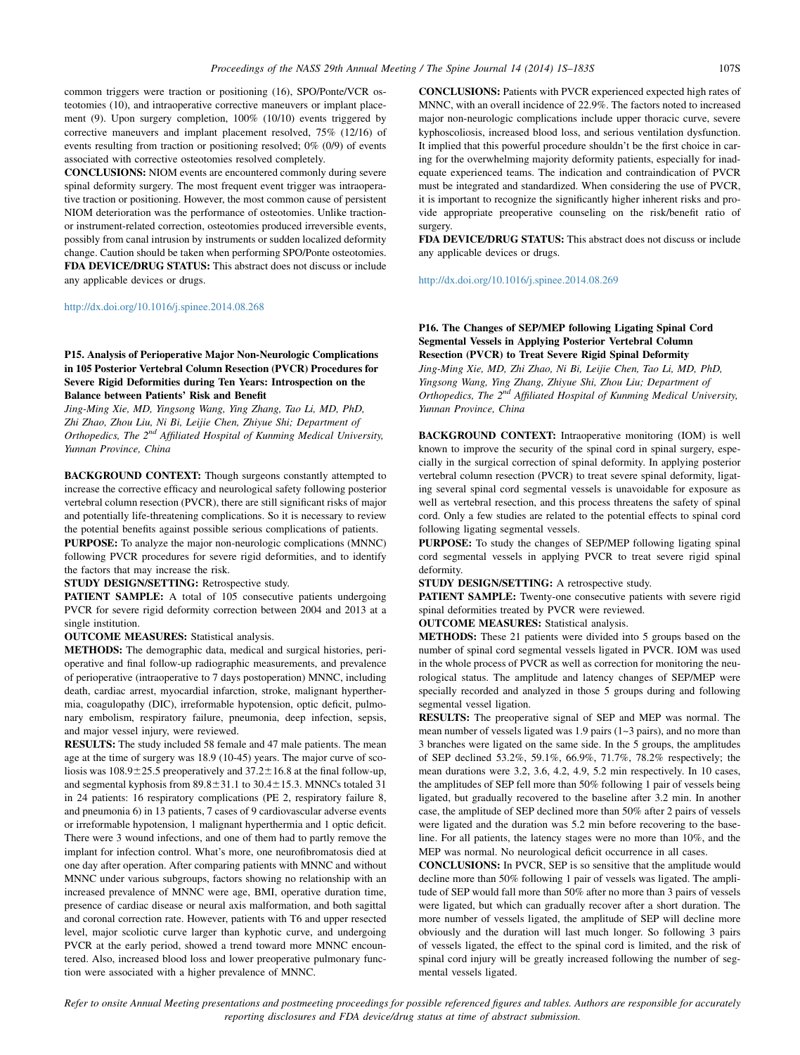common triggers were traction or positioning (16), SPO/Ponte/VCR osteotomies (10), and intraoperative corrective maneuvers or implant placement (9). Upon surgery completion, 100% (10/10) events triggered by corrective maneuvers and implant placement resolved, 75% (12/16) of events resulting from traction or positioning resolved; 0% (0/9) of events associated with corrective osteotomies resolved completely.

**CONCLUSIONS:** NIOM events are encountered commonly during severe spinal deformity surgery. The most frequent event trigger was intraoperative traction or positioning. However, the most common cause of persistent NIOM deterioration was the performance of osteotomies. Unlike traction- or instrument-related correction, osteotomies produced irreversible events, possibly from canal intrusion by instruments or sudden localized deformity change. Caution should be taken when performing SPO/Ponte osteotomies.

**FDA DEVICE/DRUG STATUS:** This abstract does not discuss or include any applicable devices or drugs.

http://dx.doi.org/10.1016/j.spinee.2014.08.268

### P15. Analysis of Perioperative Major Non-Neurologic Complications in 105 Posterior Vertebral Column Resection (PVCR) Procedures for Severe Rigid Deformities during Ten Years: Introspection on the Balance between Patients' Risk and Benefit

*Jing-Ming Xie, MD, Yingsong Wang, Ying Zhang, Tao Li, MD, PhD, Zhi Zhao, Zhou Liu, Ni Bi, Leijie Chen, Zhiyue Shi; Department of Orthopedics, The 2[nd] Affiliated Hospital of Kunming Medical University, Yunnan Province, China*

**BACKGROUND CONTEXT:** Though surgeons constantly attempted to increase the corrective efficacy and neurological safety following posterior vertebral column resection (PVCR), there are still significant risks of major and potentially life-threatening complications. So it is necessary to review the potential benefits against possible serious complications of patients.

**PURPOSE:** To analyze the major non-neurologic complications (MNNC) following PVCR procedures for severe rigid deformities, and to identify the factors that may increase the risk.

**STUDY DESIGN/SETTING:** Retrospective study.

**PATIENT SAMPLE:** A total of 105 consecutive patients undergoing PVCR for severe rigid deformity correction between 2004 and 2013 at a single institution.

**OUTCOME MEASURES:** Statistical analysis.

**METHODS:** The demographic data, medical and surgical histories, perioperative and final follow-up radiographic measurements, and prevalence of perioperative (intraoperative to 7 days postoperation) MNNC, including death, cardiac arrest, myocardial infarction, stroke, malignant hyperthermia, coagulopathy (DIC), irreformable hypotension, optic deficit, pulmonary embolism, respiratory failure, pneumonia, deep infection, sepsis, and major vessel injury, were reviewed.

**RESULTS:** The study included 58 female and 47 male patients. The mean age at the time of surgery was 18.9 (10-45) years. The major curve of scoliosis was 108.9±25.5 preoperatively and 37.2±16.8 at the final follow-up, and segmental kyphosis from 89.8±31.1 to 30.4±15.3. MNNCs totaled 31 in 24 patients: 16 respiratory complications (PE 2, respiratory failure 8, and pneumonia 6) in 13 patients, 7 cases of 9 cardiovascular adverse events or irreformable hypotension, 1 malignant hyperthermia and 1 optic deficit. There were 3 wound infections, and one of them had to partly remove the implant for infection control. What's more, one neurofibromatosis died at one day after operation. After comparing patients with MNNC and without MNNC under various subgroups, factors showing no relationship with an increased prevalence of MNNC were age, BMI, operative duration time, presence of cardiac disease or neural axis malformation, and both sagittal and coronal correction rate. However, patients with T6 and upper resected level, major scoliotic curve larger than kyphotic curve, and undergoing PVCR at the early period, showed a trend toward more MNNC encountered. Also, increased blood loss and lower preoperative pulmonary function were associated with a higher prevalence of MNNC.

**CONCLUSIONS:** Patients with PVCR experienced expected high rates of MNNC, with an overall incidence of 22.9%. The factors noted to increased major non-neurologic complications include upper thoracic curve, severe kyphoscoliosis, increased blood loss, and serious ventilation dysfunction. It implied that this powerful procedure shouldn't be the first choice in caring for the overwhelming majority deformity patients, especially for inadequate experienced teams. The indication and contraindication of PVCR must be integrated and standardized. When considering the use of PVCR, it is important to recognize the significantly higher inherent risks and provide appropriate preoperative counseling on the risk/benefit ratio of surgery.

**FDA DEVICE/DRUG STATUS:** This abstract does not discuss or include any applicable devices or drugs.

http://dx.doi.org/10.1016/j.spinee.2014.08.269

### P16. The Changes of SEP/MEP following Ligating Spinal Cord Segmental Vessels in Applying Posterior Vertebral Column Resection (PVCR) to Treat Severe Rigid Spinal Deformity

*Jing-Ming Xie, MD, Zhi Zhao, Ni Bi, Leijie Chen, Tao Li, MD, PhD, Yingsong Wang, Ying Zhang, Zhiyue Shi, Zhou Liu; Department of Orthopedics, The 2[nd] Affiliated Hospital of Kunming Medical University, Yunnan Province, China*

**BACKGROUND CONTEXT:** Intraoperative monitoring (IOM) is well known to improve the security of the spinal cord in spinal surgery, especially in the surgical correction of spinal deformity. In applying posterior vertebral column resection (PVCR) to treat severe spinal deformity, ligating several spinal cord segmental vessels is unavoidable for exposure as well as vertebral resection, and this process threatens the safety of spinal cord. Only a few studies are related to the potential effects to spinal cord following ligating segmental vessels.

**PURPOSE:** To study the changes of SEP/MEP following ligating spinal cord segmental vessels in applying PVCR to treat severe rigid spinal deformity.

**STUDY DESIGN/SETTING:** A retrospective study.

**PATIENT SAMPLE:** Twenty-one consecutive patients with severe rigid spinal deformities treated by PVCR were reviewed.

**OUTCOME MEASURES:** Statistical analysis.

**METHODS:** These 21 patients were divided into 5 groups based on the number of spinal cord segmental vessels ligated in PVCR. IOM was used in the whole process of PVCR as well as correction for monitoring the neurological status. The amplitude and latency changes of SEP/MEP were specially recorded and analyzed in those 5 groups during and following segmental vessel ligation.

**RESULTS:** The preoperative signal of SEP and MEP was normal. The mean number of vessels ligated was 1.9 pairs (1~3 pairs), and no more than 3 branches were ligated on the same side. In the 5 groups, the amplitudes of SEP declined 53.2%, 59.1%, 66.9%, 71.7%, 78.2% respectively; the mean durations were 3.2, 3.6, 4.2, 4.9, 5.2 min respectively. In 10 cases, the amplitudes of SEP fell more than 50% following 1 pair of vessels being ligated, but gradually recovered to the baseline after 3.2 min. In another case, the amplitude of SEP declined more than 50% after 2 pairs of vessels were ligated and the duration was 5.2 min before recovering to the baseline. For all patients, the latency stages were no more than 10%, and the MEP was normal. No neurological deficit occurrence in all cases.

**CONCLUSIONS:** In PVCR, SEP is so sensitive that the amplitude would decline more than 50% following 1 pair of vessels was ligated. The amplitude of SEP would fall more than 50% after no more than 3 pairs of vessels were ligated, but which can gradually recover after a short duration. The more number of vessels ligated, the amplitude of SEP will decline more obviously and the duration will last much longer. So following 3 pairs of vessels ligated, the effect to the spinal cord is limited, and the risk of spinal cord injury will be greatly increased following the number of segmental vessels ligated.

*Refer to onsite Annual Meeting presentations and postmeeting proceedings for possible referenced figures and tables. Authors are responsible for accurately reporting disclosures and FDA device/drug status at time of abstract submission.*